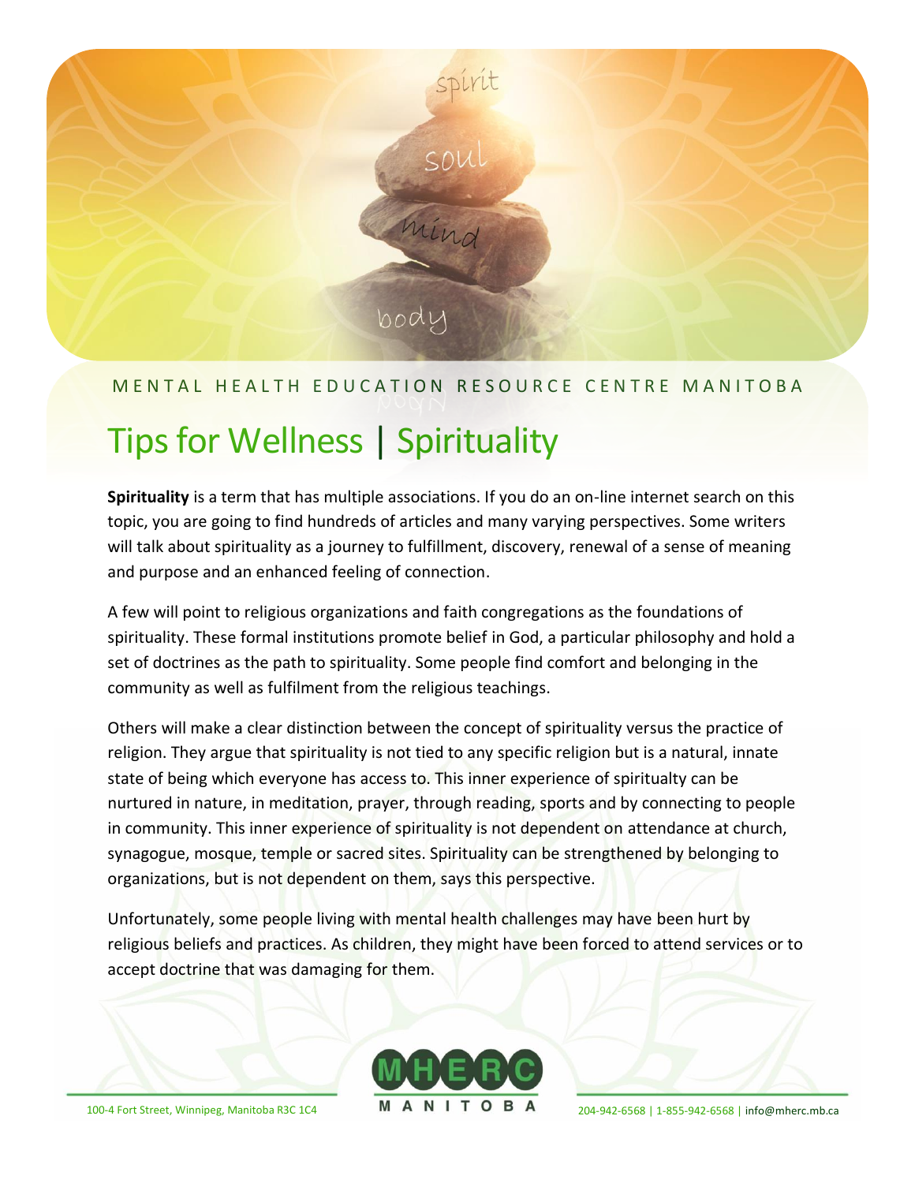MENTAL HEALTH EDUCATION RESOURCE CENTRE MANITOBA

# Tips for Wellness | Spirituality

**Spirituality** is a term that has multiple associations. If you do an on-line internet search on this topic, you are going to find hundreds of articles and many varying perspectives. Some writers will talk about spirituality as a journey to fulfillment, discovery, renewal of a sense of meaning and purpose and an enhanced feeling of connection.

A few will point to religious organizations and faith congregations as the foundations of spirituality. These formal institutions promote belief in God, a particular philosophy and hold a set of doctrines as the path to spirituality. Some people find comfort and belonging in the community as well as fulfilment from the religious teachings.

Others will make a clear distinction between the concept of spirituality versus the practice of religion. They argue that spirituality is not tied to any specific religion but is a natural, innate state of being which everyone has access to. This inner experience of spiritualty can be nurtured in nature, in meditation, prayer, through reading, sports and by connecting to people in community. This inner experience of spirituality is not dependent on attendance at church, synagogue, mosque, temple or sacred sites. Spirituality can be strengthened by belonging to organizations, but is not dependent on them, says this perspective.

Unfortunately, some people living with mental health challenges may have been hurt by religious beliefs and practices. As children, they might have been forced to attend services or to accept doctrine that was damaging for them.

100-4 Fort Street, Winnipeg, Manitoba R3C 1C4 | MHERC MANITOBA | 204-942-6568 | 1-855-942-6568 | info@mherc.mb.ca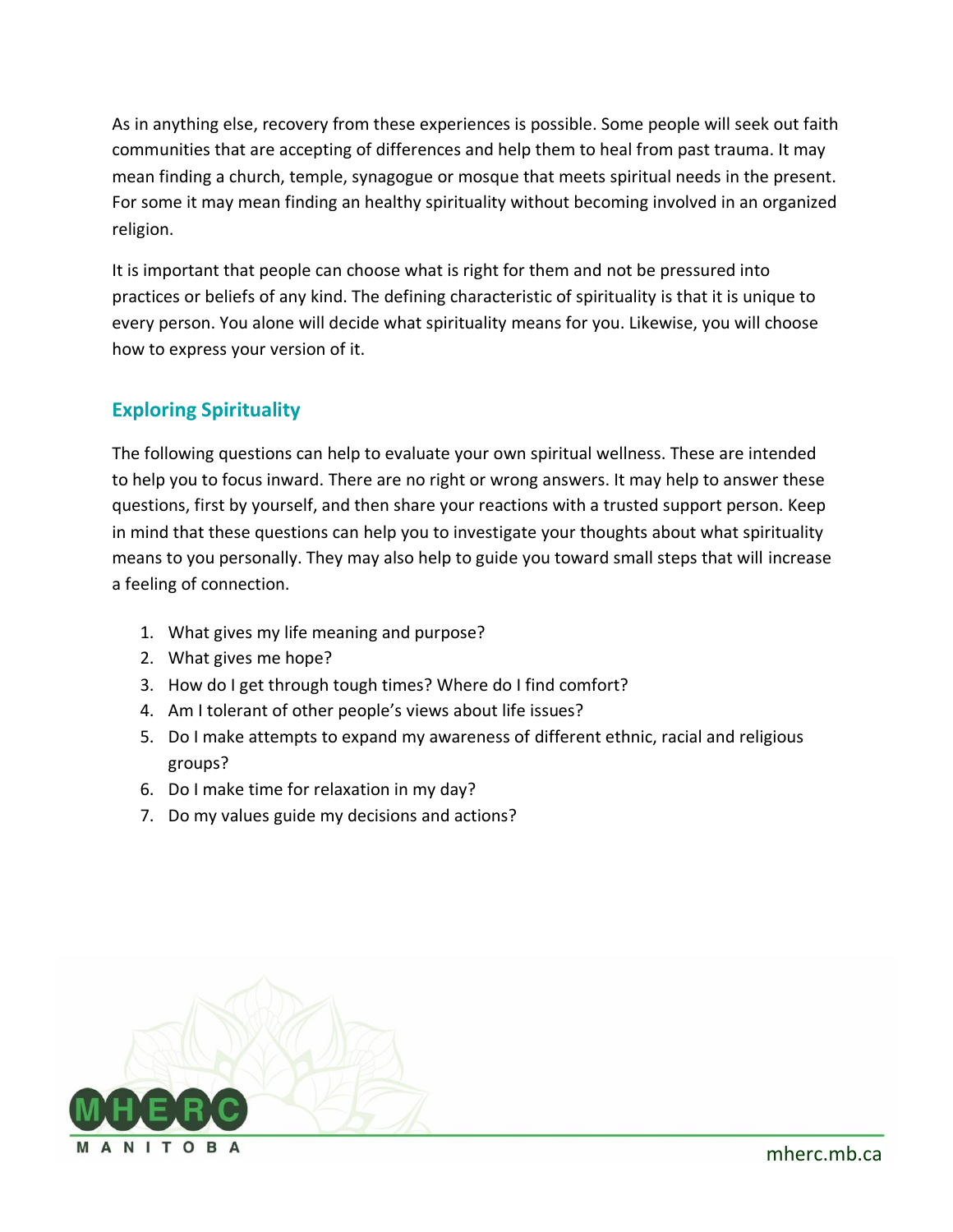As in anything else, recovery from these experiences is possible. Some people will seek out faith communities that are accepting of differences and help them to heal from past trauma. It may mean finding a church, temple, synagogue or mosque that meets spiritual needs in the present. For some it may mean finding an healthy spirituality without becoming involved in an organized religion.

It is important that people can choose what is right for them and not be pressured into practices or beliefs of any kind. The defining characteristic of spirituality is that it is unique to every person. You alone will decide what spirituality means for you. Likewise, you will choose how to express your version of it.

## Exploring Spirituality

The following questions can help to evaluate your own spiritual wellness. These are intended to help you to focus inward. There are no right or wrong answers. It may help to answer these questions, first by yourself, and then share your reactions with a trusted support person. Keep in mind that these questions can help you to investigate your thoughts about what spirituality means to you personally. They may also help to guide you toward small steps that will increase a feeling of connection.

1. What gives my life meaning and purpose?
2. What gives me hope?
3. How do I get through tough times? Where do I find comfort?
4. Am I tolerant of other people's views about life issues?
5. Do I make attempts to expand my awareness of different ethnic, racial and religious groups?
6. Do I make time for relaxation in my day?
7. Do my values guide my decisions and actions?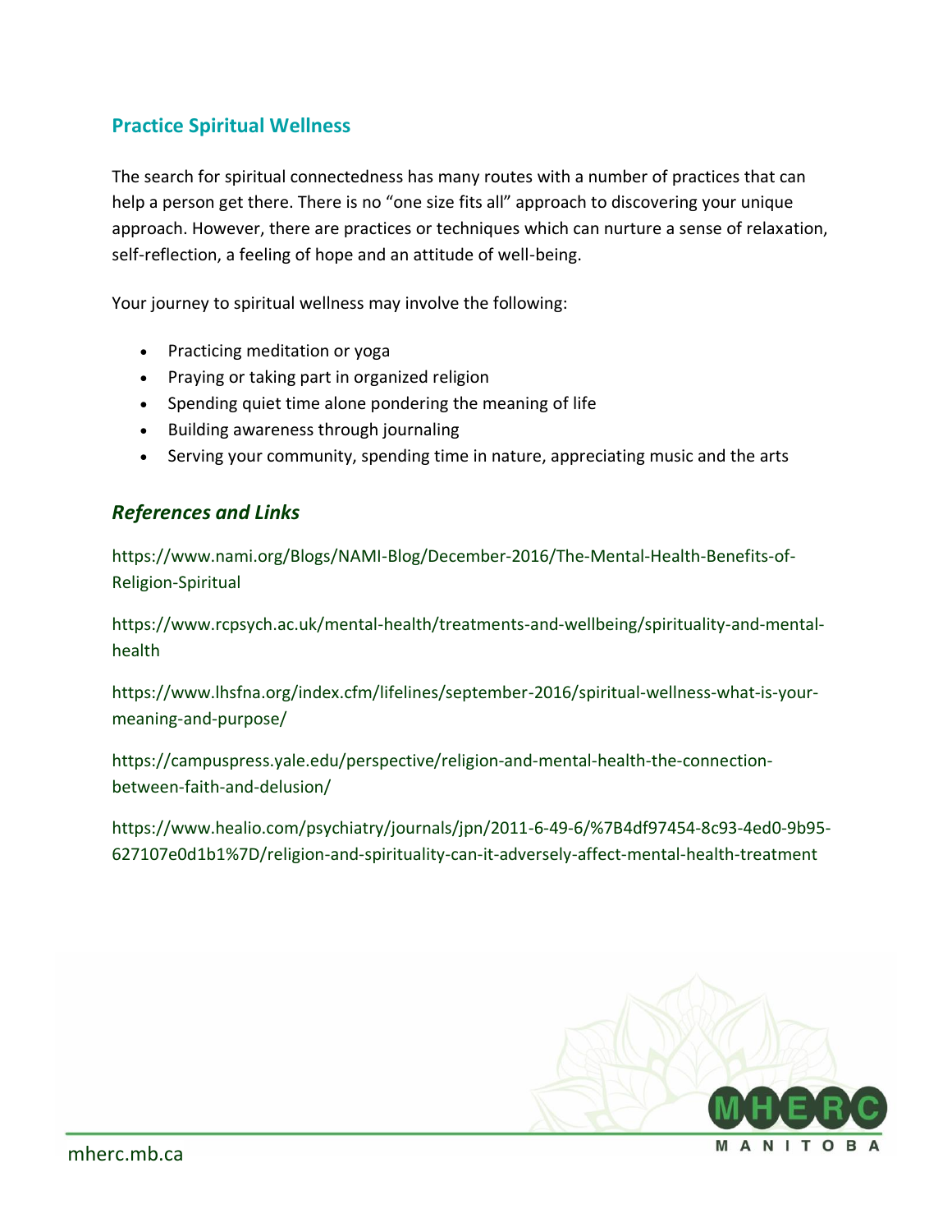## Practice Spiritual Wellness

The search for spiritual connectedness has many routes with a number of practices that can help a person get there. There is no "one size fits all" approach to discovering your unique approach. However, there are practices or techniques which can nurture a sense of relaxation, self-reflection, a feeling of hope and an attitude of well-being.

Your journey to spiritual wellness may involve the following:

- Practicing meditation or yoga
- Praying or taking part in organized religion
- Spending quiet time alone pondering the meaning of life
- Building awareness through journaling
- Serving your community, spending time in nature, appreciating music and the arts

### *References and Links*

https://www.nami.org/Blogs/NAMI-Blog/December-2016/The-Mental-Health-Benefits-of-Religion-Spiritual

https://www.rcpsych.ac.uk/mental-health/treatments-and-wellbeing/spirituality-and-mental-health

https://www.lhsfna.org/index.cfm/lifelines/september-2016/spiritual-wellness-what-is-your-meaning-and-purpose/

https://campuspress.yale.edu/perspective/religion-and-mental-health-the-connection-between-faith-and-delusion/

https://www.healio.com/psychiatry/journals/jpn/2011-6-49-6/%7B4df97454-8c93-4ed0-9b95-627107e0d1b1%7D/religion-and-spirituality-can-it-adversely-affect-mental-health-treatment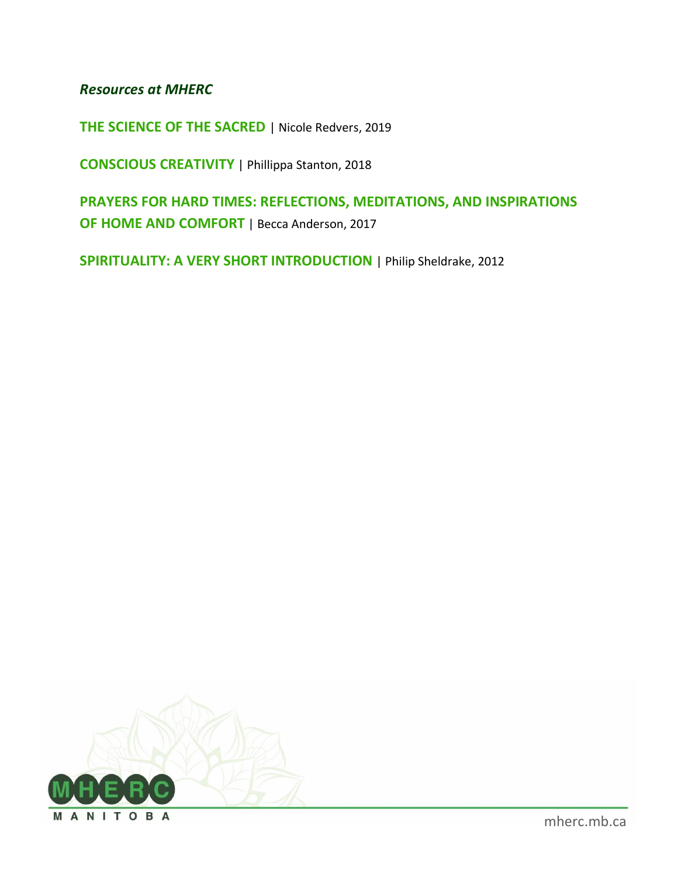***Resources at MHERC***

**THE SCIENCE OF THE SACRED** | Nicole Redvers, 2019

**CONSCIOUS CREATIVITY** | Phillippa Stanton, 2018

**PRAYERS FOR HARD TIMES: REFLECTIONS, MEDITATIONS, AND INSPIRATIONS OF HOME AND COMFORT** | Becca Anderson, 2017

**SPIRITUALITY: A VERY SHORT INTRODUCTION** | Philip Sheldrake, 2012